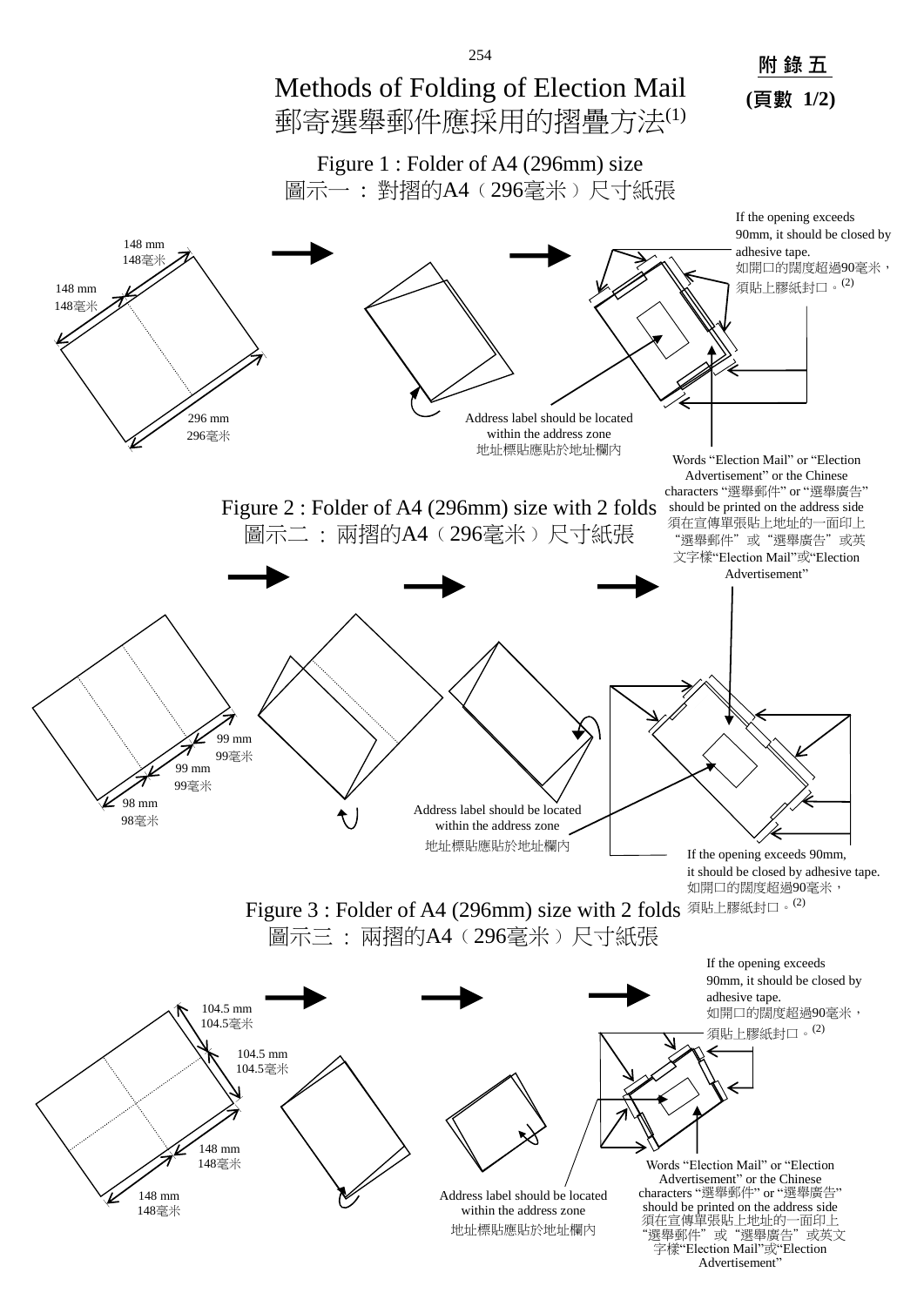**附 錄 五**

**(頁數 1/2)**

# Methods of Folding of Election Mail
# 郵寄選舉郵件應採用的摺疊方法(1)

## Figure 1 : Folder of A4 (296mm) size
## 圖示一 ： 對摺的A4（296毫米）尺寸紙張

148 mm
148毫米

148 mm
148毫米

296 mm
296毫米

If the opening exceeds 90mm, it should be closed by adhesive tape.
如開口的闊度超過90毫米，須貼上膠紙封口。[2]

Address label should be located within the address zone
地址標貼應貼於地址欄內

Words “Election Mail” or “Election Advertisement” or the Chinese characters “選舉郵件” or “選舉廣告” should be printed on the address side
須在宣傳單張貼上地址的一面印上“選舉郵件”或“選舉廣告”或英文字樣“Election Mail”或“Election Advertisement”

## Figure 2 : Folder of A4 (296mm) size with 2 folds
## 圖示二 ： 兩摺的A4（296毫米）尺寸紙張

99 mm
99毫米

99 mm
99毫米

98 mm
98毫米

Address label should be located within the address zone
地址標貼應貼於地址欄內

If the opening exceeds 90mm, it should be closed by adhesive tape.
如開口的闊度超過90毫米，須貼上膠紙封口。[2]

## Figure 3 : Folder of A4 (296mm) size with 2 folds
## 圖示三 ： 兩摺的A4（296毫米）尺寸紙張

104.5 mm
104.5毫米

104.5 mm
104.5毫米

148 mm
148毫米

148 mm
148毫米

If the opening exceeds 90mm, it should be closed by adhesive tape.
如開口的闊度超過90毫米，須貼上膠紙封口。[2]

Address label should be located within the address zone
地址標貼應貼於地址欄內

Words “Election Mail” or “Election Advertisement” or the Chinese characters “選舉郵件” or “選舉廣告” should be printed on the address side
須在宣傳單張貼上地址的一面印上“選舉郵件”或“選舉廣告”或英文字樣“Election Mail”或“Election Advertisement”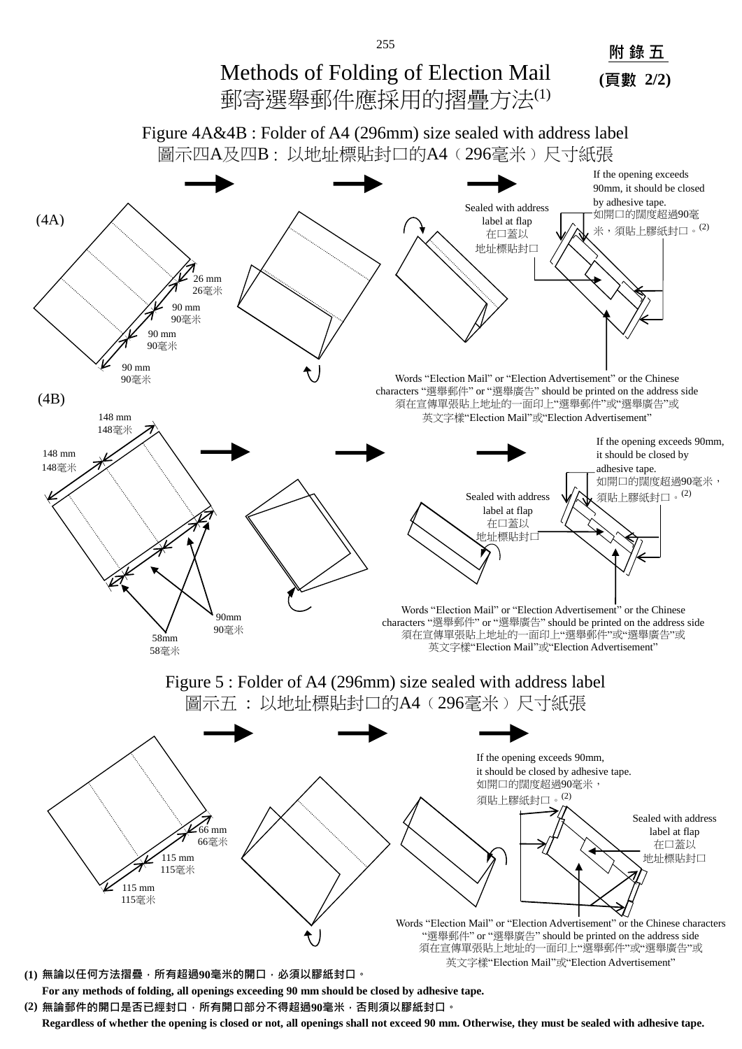附 錄 五

(頁數 2/2)

# Methods of Folding of Election Mail
# 郵寄選舉郵件應採用的摺疊方法(1)

## Figure 4A&4B : Folder of A4 (296mm) size sealed with address label
## 圖示四A及四B : 以地址標貼封口的A4（296毫米）尺寸紙張

(4A)

26 mm
26毫米

90 mm
90毫米

90 mm
90毫米

90 mm
90毫米

Sealed with address label at flap
在口蓋以地址標貼封口

If the opening exceeds 90mm, it should be closed by adhesive tape.
如開口的闊度超過90毫米，須貼上膠紙封口。(2)

Words “Election Mail” or “Election Advertisement” or the Chinese characters “選舉郵件” or “選舉廣告” should be printed on the address side
須在宣傳單張貼上地址的一面印上“選舉郵件”或“選舉廣告”或英文字樣“Election Mail”或“Election Advertisement”

(4B)

148 mm
148毫米

148 mm
148毫米

90mm
90毫米

58mm
58毫米

Sealed with address label at flap
在口蓋以地址標貼封口

If the opening exceeds 90mm, it should be closed by adhesive tape.
如開口的闊度超過90毫米，須貼上膠紙封口。(2)

Words “Election Mail” or “Election Advertisement” or the Chinese characters “選舉郵件” or “選舉廣告” should be printed on the address side
須在宣傳單張貼上地址的一面印上“選舉郵件”或“選舉廣告”或英文字樣“Election Mail”或“Election Advertisement”

## Figure 5 : Folder of A4 (296mm) size sealed with address label
## 圖示五 : 以地址標貼封口的A4（296毫米）尺寸紙張

66 mm
66毫米

115 mm
115毫米

115 mm
115毫米

If the opening exceeds 90mm, it should be closed by adhesive tape.
如開口的闊度超過90毫米，須貼上膠紙封口。(2)

Sealed with address label at flap
在口蓋以地址標貼封口

Words “Election Mail” or “Election Advertisement” or the Chinese characters “選舉郵件” or “選舉廣告” should be printed on the address side
須在宣傳單張貼上地址的一面印上“選舉郵件”或“選舉廣告”或英文字樣“Election Mail”或“Election Advertisement”

**(1) 無論以任何方法摺疊，所有超過90毫米的開口，必須以膠紙封口。**
**For any methods of folding, all openings exceeding 90 mm should be closed by adhesive tape.**

**(2) 無論郵件的開口是否已經封口，所有開口部分不得超過90毫米，否則須以膠紙封口。**
**Regardless of whether the opening is closed or not, all openings shall not exceed 90 mm. Otherwise, they must be sealed with adhesive tape.**